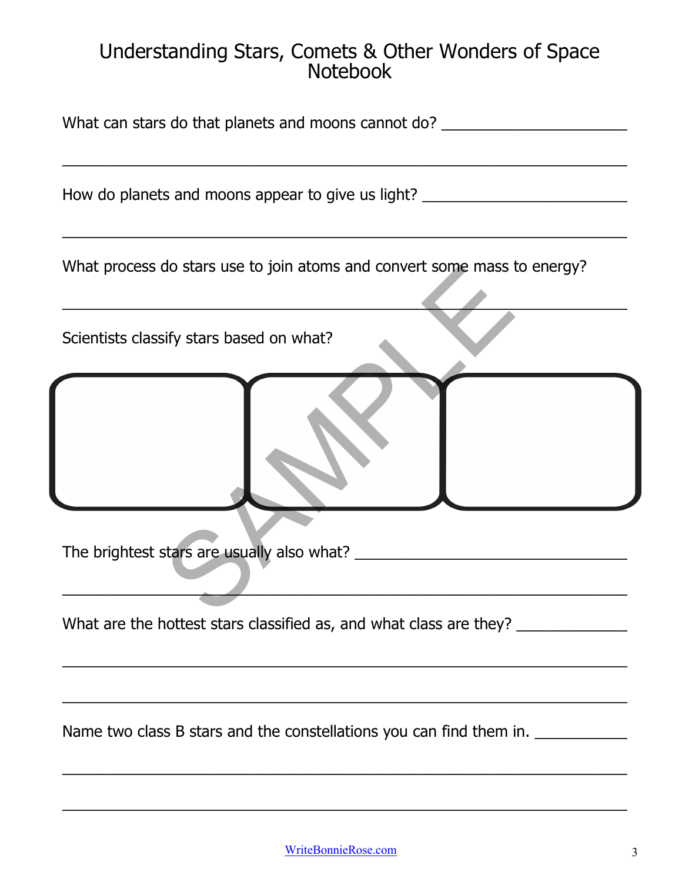# Understanding Stars, Comets & Other Wonders of Space Notebook

What can stars do that planets and moons cannot do? ______________________

_______________________________________________________________

How do planets and moons appear to give us light? ________________________

_______________________________________________________________

What process do stars use to join atoms and convert some mass to energy?

_______________________________________________________________

Scientists classify stars based on what?

| | | |
|---|---|---|
| | | |

The brightest stars are usually also what? _______________________________

_______________________________________________________________

What are the hottest stars classified as, and what class are they? ____________

_______________________________________________________________

_______________________________________________________________

Name two class B stars and the constellations you can find them in. __________

_______________________________________________________________

_______________________________________________________________

WriteBonnieRose.com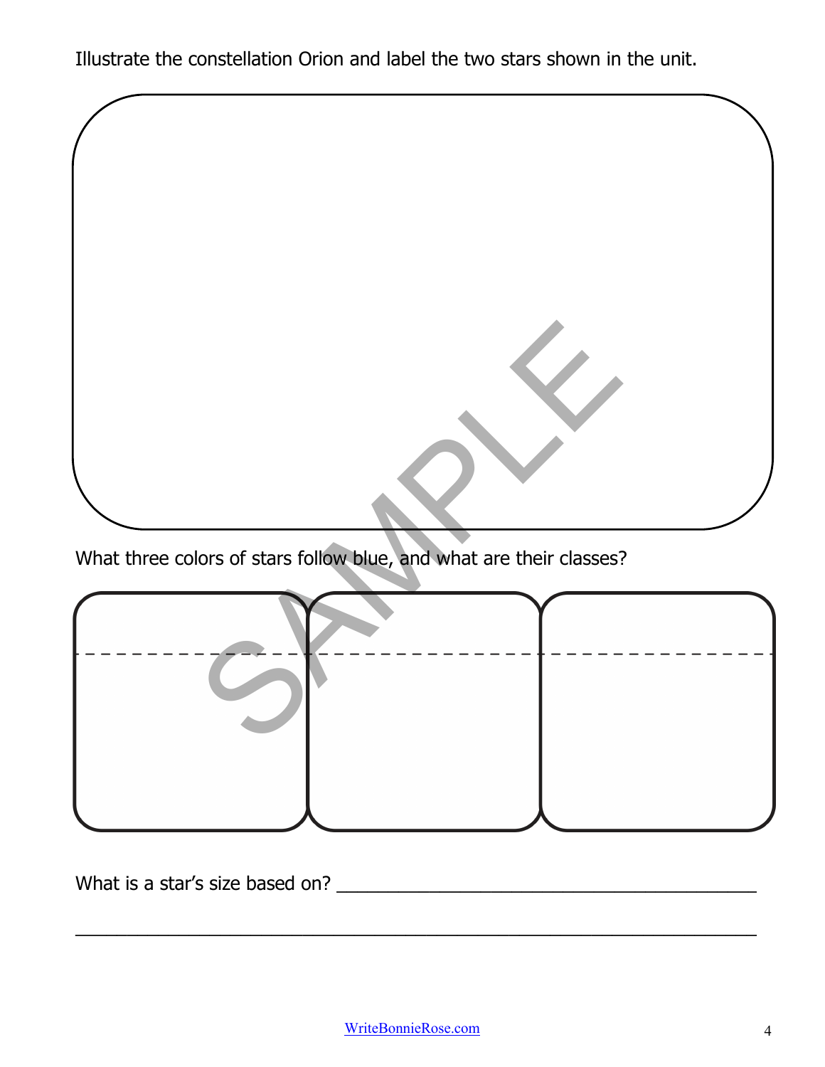Illustrate the constellation Orion and label the two stars shown in the unit.

What three colors of stars follow blue, and what are their classes?

What is a star's size based on? ____________________________________________

______________________________________________________________________

WriteBonnieRose.com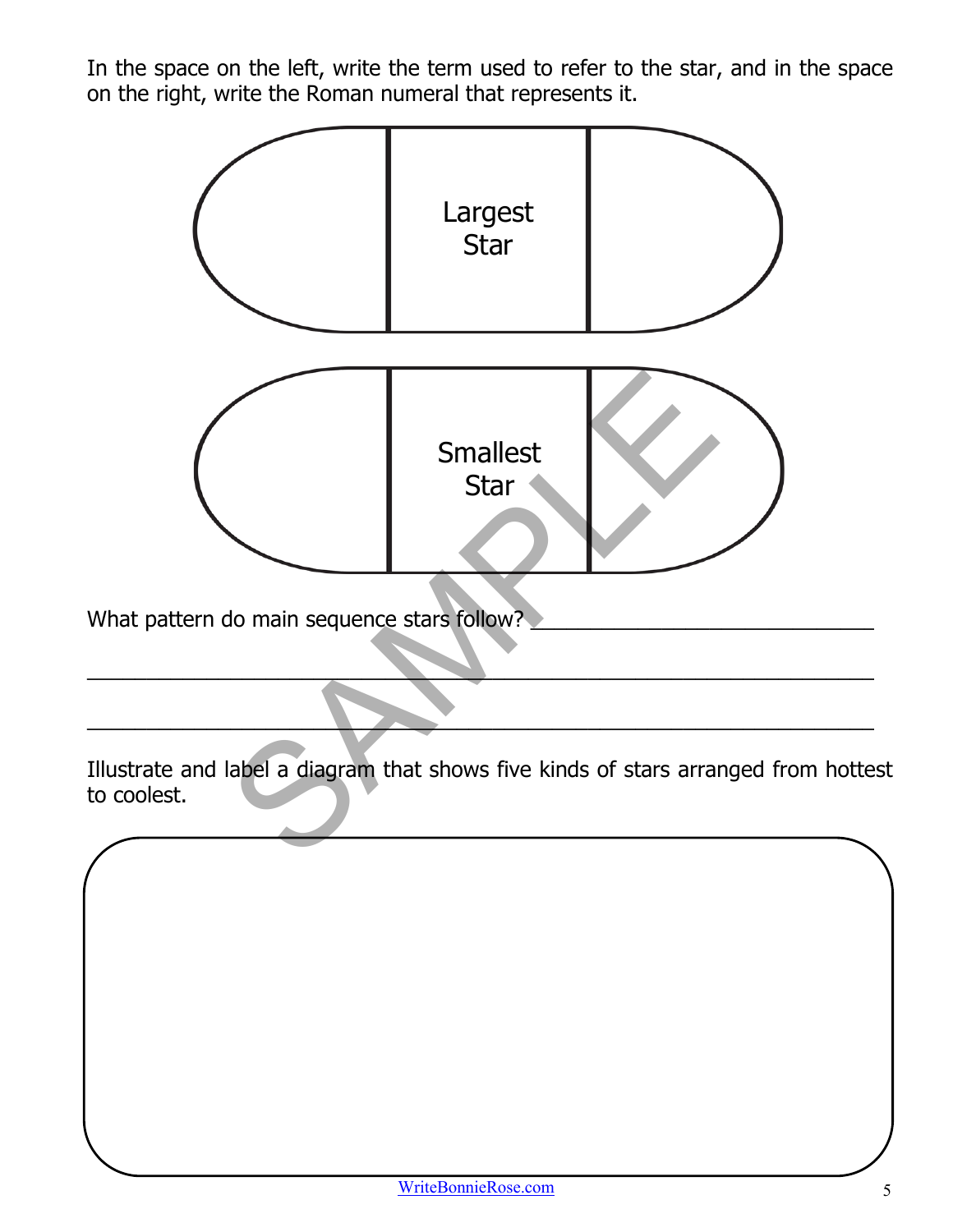In the space on the left, write the term used to refer to the star, and in the space on the right, write the Roman numeral that represents it.

| | Largest Star | |
|---|---|---|

| | Smallest Star | |
|---|---|---|

What pattern do main sequence stars follow? ______________________________

_____________________________________________________________________

_____________________________________________________________________

Illustrate and label a diagram that shows five kinds of stars arranged from hottest to coolest.

WriteBonnieRose.com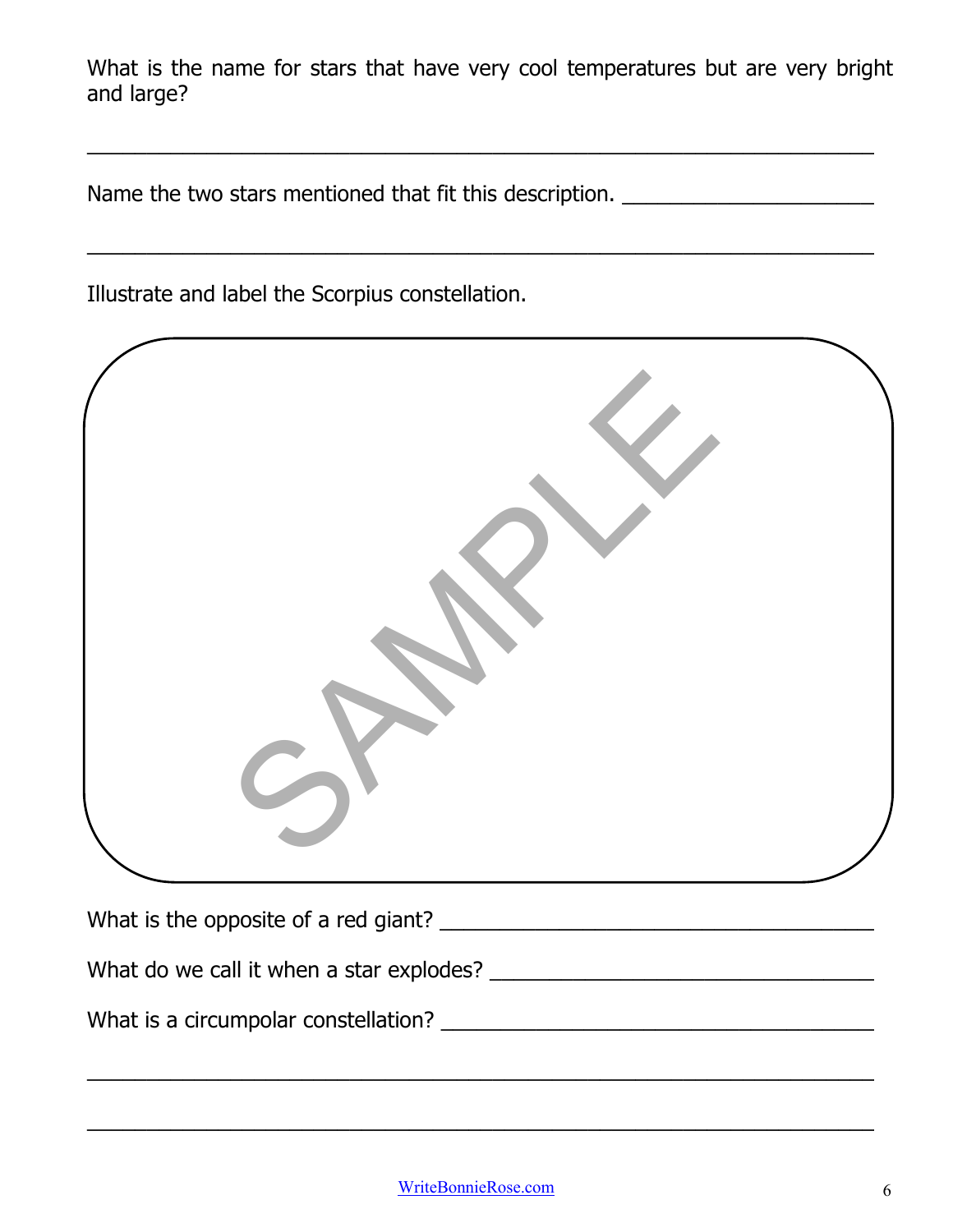What is the name for stars that have very cool temperatures but are very bright and large?

_______________________________________________________________

Name the two stars mentioned that fit this description. ____________________

_______________________________________________________________

Illustrate and label the Scorpius constellation.

SAMPLE

What is the opposite of a red giant? ________________________________

What do we call it when a star explodes? ____________________________

What is a circumpolar constellation? ________________________________

_______________________________________________________________

_______________________________________________________________

WriteBonnieRose.com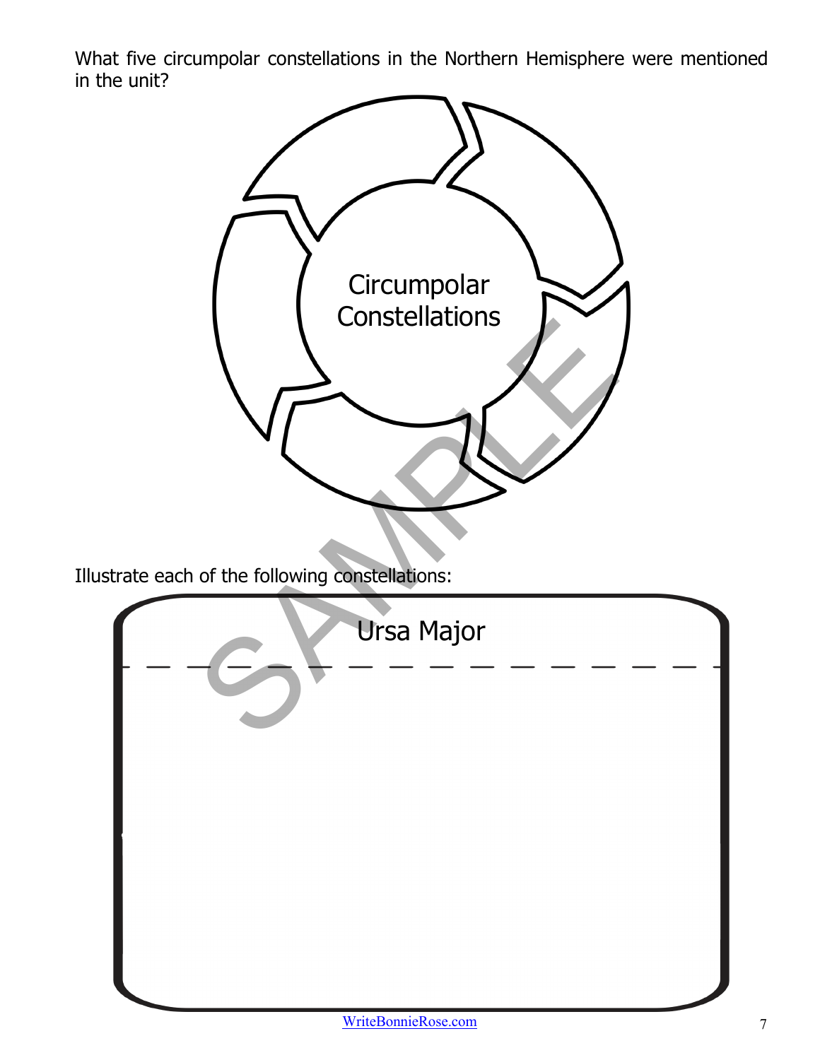What five circumpolar constellations in the Northern Hemisphere were mentioned in the unit?

Circumpolar Constellations

Illustrate each of the following constellations:

Ursa Major